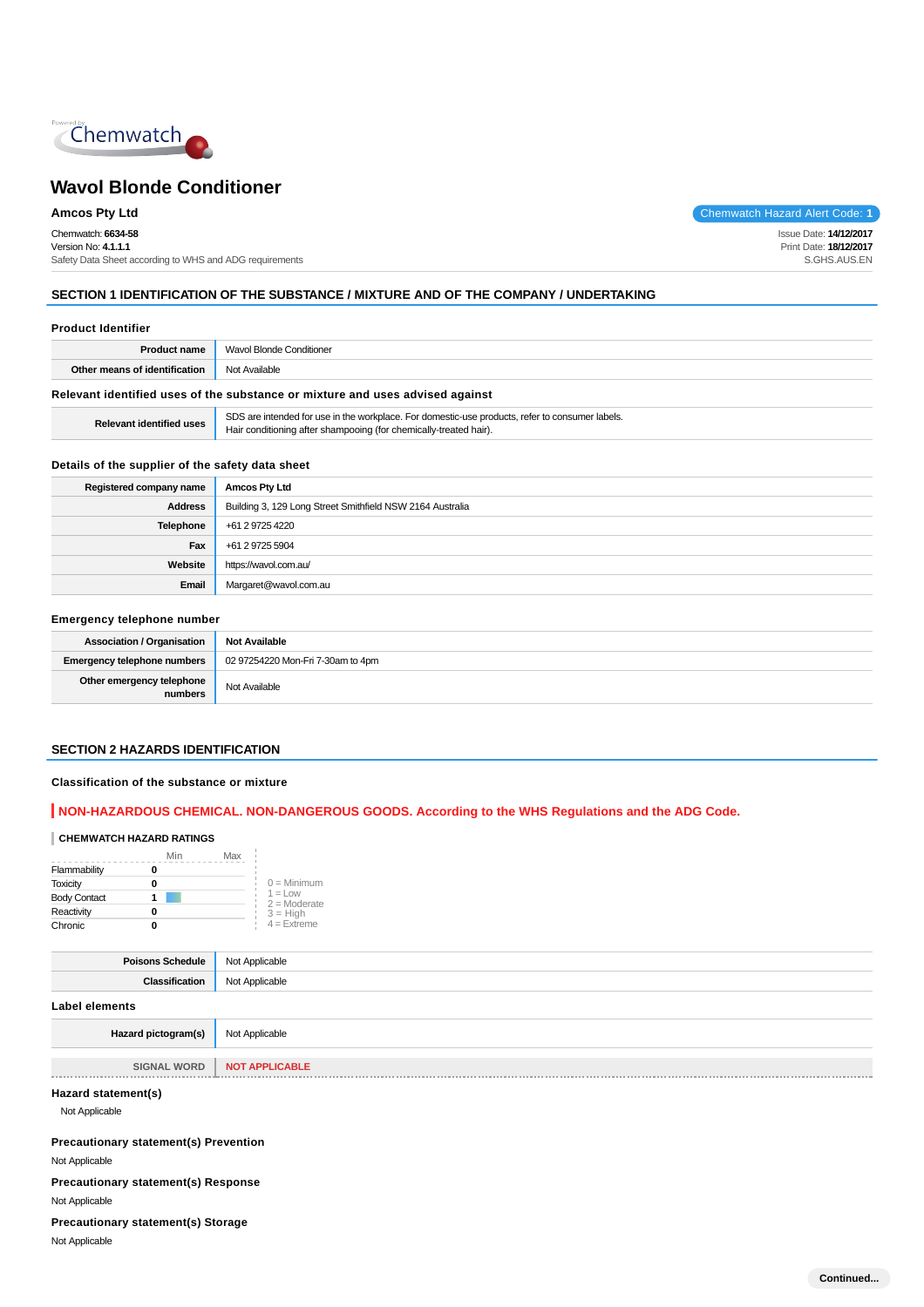# Wavol Blonde Conditioner

**Amcos Pty Ltd**

Chemwatch Hazard Alert Code: **1**

Chemwatch: **6634-58**
Version No: **4.1.1.1**
Safety Data Sheet according to WHS and ADG requirements

Issue Date: **14/12/2017**
Print Date: **18/12/2017**
S.GHS.AUS.EN

## SECTION 1 IDENTIFICATION OF THE SUBSTANCE / MIXTURE AND OF THE COMPANY / UNDERTAKING

### Product Identifier

| | |
|---|---|
| **Product name** | Wavol Blonde Conditioner |
| **Other means of identification** | Not Available |

### Relevant identified uses of the substance or mixture and uses advised against

| | |
|---|---|
| **Relevant identified uses** | SDS are intended for use in the workplace. For domestic-use products, refer to consumer labels.<br>Hair conditioning after shampooing (for chemically-treated hair). |

### Details of the supplier of the safety data sheet

| | |
|---|---|
| **Registered company name** | **Amcos Pty Ltd** |
| **Address** | Building 3, 129 Long Street Smithfield NSW 2164 Australia |
| **Telephone** | +61 2 9725 4220 |
| **Fax** | +61 2 9725 5904 |
| **Website** | https://wavol.com.au/ |
| **Email** | Margaret@wavol.com.au |

### Emergency telephone number

| | |
|---|---|
| **Association / Organisation** | **Not Available** |
| **Emergency telephone numbers** | 02 97254220 Mon-Fri 7-30am to 4pm |
| **Other emergency telephone numbers** | Not Available |

## SECTION 2 HAZARDS IDENTIFICATION

### Classification of the substance or mixture

**NON-HAZARDOUS CHEMICAL. NON-DANGEROUS GOODS. According to the WHS Regulations and the ADG Code.**

**CHEMWATCH HAZARD RATINGS**

| | Min | Max |
|---|---|---|
| Flammability | 0 | |
| Toxicity | 0 | |
| Body Contact | 1 | |
| Reactivity | 0 | |
| Chronic | 0 | |

0 = Minimum
1 = Low
2 = Moderate
3 = High
4 = Extreme

| | |
|---|---|
| **Poisons Schedule** | Not Applicable |
| **Classification** | Not Applicable |

### Label elements

| | |
|---|---|
| **Hazard pictogram(s)** | Not Applicable |
| **SIGNAL WORD** | **NOT APPLICABLE** |

### Hazard statement(s)

Not Applicable

### Precautionary statement(s) Prevention

Not Applicable

### Precautionary statement(s) Response

Not Applicable

### Precautionary statement(s) Storage

Not Applicable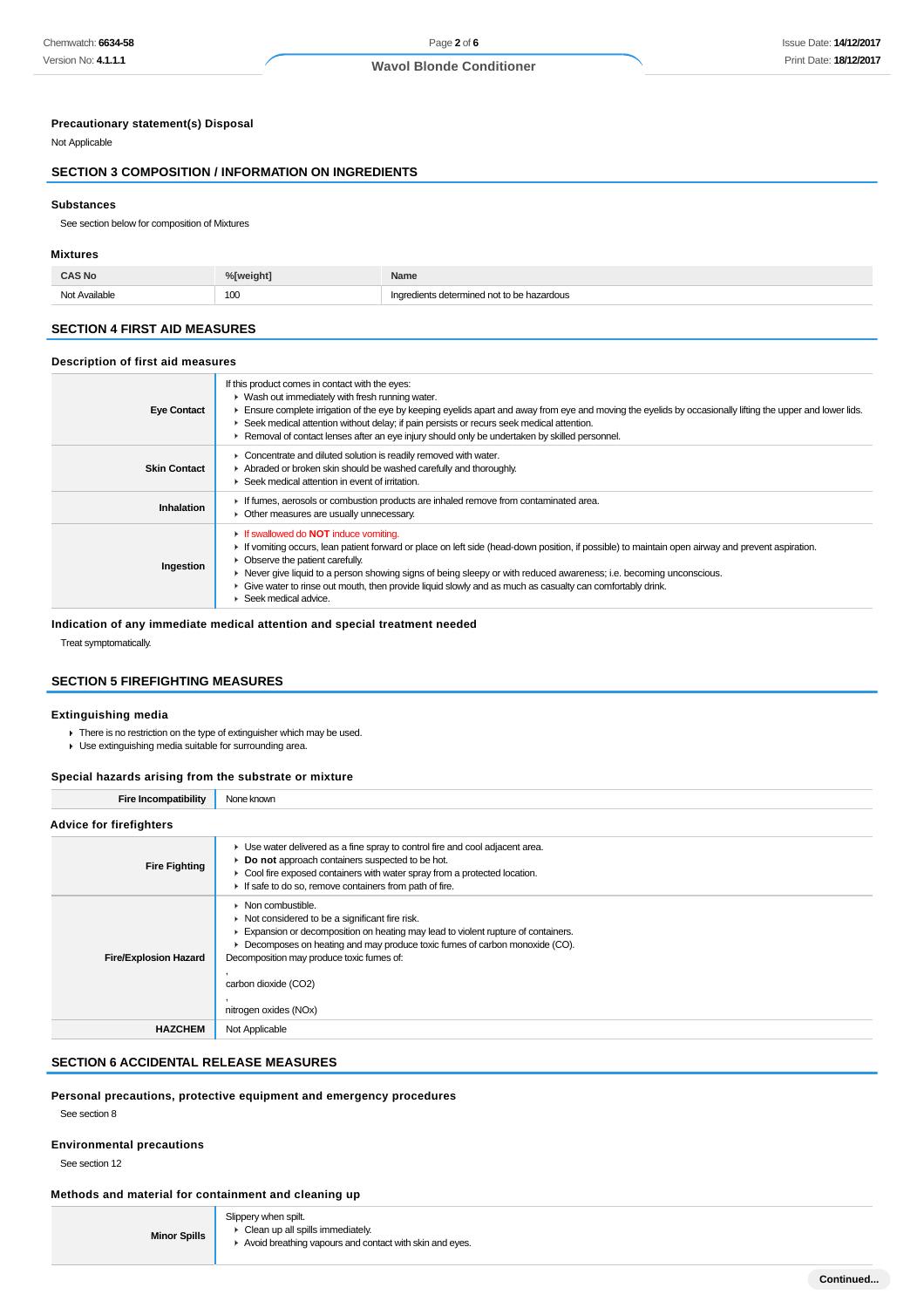### Precautionary statement(s) Disposal

Not Applicable

## SECTION 3 COMPOSITION / INFORMATION ON INGREDIENTS

### Substances

See section below for composition of Mixtures

### Mixtures

| CAS No | %[weight] | Name |
|---|---|---|
| Not Available | 100 | Ingredients determined not to be hazardous |

## SECTION 4 FIRST AID MEASURES

### Description of first aid measures

| | |
|---|---|
| **Eye Contact** | If this product comes in contact with the eyes:<br>▸ Wash out immediately with fresh running water.<br>▸ Ensure complete irrigation of the eye by keeping eyelids apart and away from eye and moving the eyelids by occasionally lifting the upper and lower lids.<br>▸ Seek medical attention without delay; if pain persists or recurs seek medical attention.<br>▸ Removal of contact lenses after an eye injury should only be undertaken by skilled personnel. |
| **Skin Contact** | ▸ Concentrate and diluted solution is readily removed with water.<br>▸ Abraded or broken skin should be washed carefully and thoroughly.<br>▸ Seek medical attention in event of irritation. |
| **Inhalation** | ▸ If fumes, aerosols or combustion products are inhaled remove from contaminated area.<br>▸ Other measures are usually unnecessary. |
| **Ingestion** | ▸ If swallowed do **NOT** induce vomiting.<br>▸ If vomiting occurs, lean patient forward or place on left side (head-down position, if possible) to maintain open airway and prevent aspiration.<br>▸ Observe the patient carefully.<br>▸ Never give liquid to a person showing signs of being sleepy or with reduced awareness; i.e. becoming unconscious.<br>▸ Give water to rinse out mouth, then provide liquid slowly and as much as casualty can comfortably drink.<br>▸ Seek medical advice. |

### Indication of any immediate medical attention and special treatment needed

Treat symptomatically.

## SECTION 5 FIREFIGHTING MEASURES

### Extinguishing media

- There is no restriction on the type of extinguisher which may be used.
- Use extinguishing media suitable for surrounding area.

### Special hazards arising from the substrate or mixture

| | |
|---|---|
| **Fire Incompatibility** | None known |

### Advice for firefighters

| | |
|---|---|
| **Fire Fighting** | ▸ Use water delivered as a fine spray to control fire and cool adjacent area.<br>▸ **Do not** approach containers suspected to be hot.<br>▸ Cool fire exposed containers with water spray from a protected location.<br>▸ If safe to do so, remove containers from path of fire. |
| **Fire/Explosion Hazard** | ▸ Non combustible.<br>▸ Not considered to be a significant fire risk.<br>▸ Expansion or decomposition on heating may lead to violent rupture of containers.<br>▸ Decomposes on heating and may produce toxic fumes of carbon monoxide (CO).<br>Decomposition may produce toxic fumes of:<br>,<br>carbon dioxide (CO2)<br>,<br>nitrogen oxides (NOx) |
| **HAZCHEM** | Not Applicable |

## SECTION 6 ACCIDENTAL RELEASE MEASURES

### Personal precautions, protective equipment and emergency procedures

See section 8

### Environmental precautions

See section 12

### Methods and material for containment and cleaning up

| | |
|---|---|
| **Minor Spills** | Slippery when spilt.<br>▸ Clean up all spills immediately.<br>▸ Avoid breathing vapours and contact with skin and eyes. |

Continued...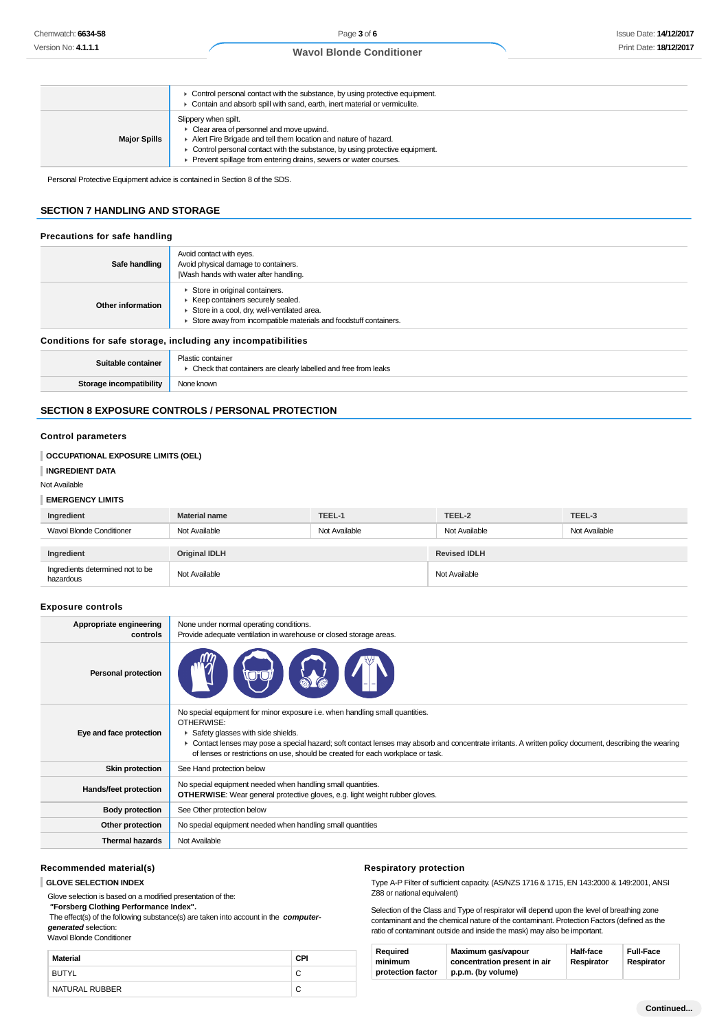| | |
|---|---|
| | Control personal contact with the substance, by using protective equipment.<br>Contain and absorb spill with sand, earth, inert material or vermiculite. |
| **Major Spills** | Slippery when spilt.<br>Clear area of personnel and move upwind.<br>Alert Fire Brigade and tell them location and nature of hazard.<br>Control personal contact with the substance, by using protective equipment.<br>Prevent spillage from entering drains, sewers or water courses. |

Personal Protective Equipment advice is contained in Section 8 of the SDS.

## SECTION 7 HANDLING AND STORAGE

### Precautions for safe handling

| | |
|---|---|
| **Safe handling** | Avoid contact with eyes.<br>Avoid physical damage to containers.<br>\|Wash hands with water after handling. |
| **Other information** | Store in original containers.<br>Keep containers securely sealed.<br>Store in a cool, dry, well-ventilated area.<br>Store away from incompatible materials and foodstuff containers. |

### Conditions for safe storage, including any incompatibilities

| | |
|---|---|
| **Suitable container** | Plastic container<br>Check that containers are clearly labelled and free from leaks |
| **Storage incompatibility** | None known |

## SECTION 8 EXPOSURE CONTROLS / PERSONAL PROTECTION

### Control parameters

**OCCUPATIONAL EXPOSURE LIMITS (OEL)**

**INGREDIENT DATA**

Not Available

**EMERGENCY LIMITS**

| Ingredient | Material name | TEEL-1 | TEEL-2 | TEEL-3 |
|---|---|---|---|---|
| Wavol Blonde Conditioner | Not Available | Not Available | Not Available | Not Available |

| Ingredient | Original IDLH | Revised IDLH |
|---|---|---|
| Ingredients determined not to be hazardous | Not Available | Not Available |

### Exposure controls

| | |
|---|---|
| **Appropriate engineering controls** | None under normal operating conditions.<br>Provide adequate ventilation in warehouse or closed storage areas. |
| **Personal protection** | |
| **Eye and face protection** | No special equipment for minor exposure i.e. when handling small quantities.<br>OTHERWISE:<br>Safety glasses with side shields.<br>Contact lenses may pose a special hazard; soft contact lenses may absorb and concentrate irritants. A written policy document, describing the wearing of lenses or restrictions on use, should be created for each workplace or task. |
| **Skin protection** | See Hand protection below |
| **Hands/feet protection** | No special equipment needed when handling small quantities.<br>**OTHERWISE**: Wear general protective gloves, e.g. light weight rubber gloves. |
| **Body protection** | See Other protection below |
| **Other protection** | No special equipment needed when handling small quantities |
| **Thermal hazards** | Not Available |

### Recommended material(s)

**GLOVE SELECTION INDEX**

Glove selection is based on a modified presentation of the:
**"Forsberg Clothing Performance Index".**
The effect(s) of the following substance(s) are taken into account in the ***computer-generated*** selection:
Wavol Blonde Conditioner

| Material | CPI |
|---|---|
| BUTYL | C |
| NATURAL RUBBER | C |

### Respiratory protection

Type A-P Filter of sufficient capacity. (AS/NZS 1716 & 1715, EN 143:2000 & 149:2001, ANSI Z88 or national equivalent)

Selection of the Class and Type of respirator will depend upon the level of breathing zone contaminant and the chemical nature of the contaminant. Protection Factors (defined as the ratio of contaminant outside and inside the mask) may also be important.

| Required minimum protection factor | Maximum gas/vapour concentration present in air p.p.m. (by volume) | Half-face Respirator | Full-Face Respirator |
|---|---|---|---|

Continued...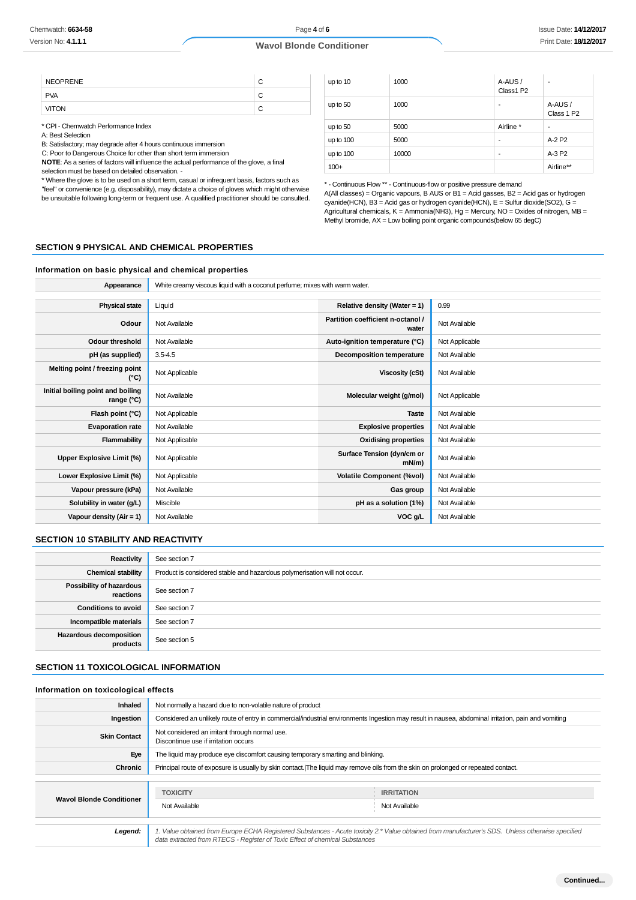| | |
|---|---|
| NEOPRENE | C |
| PVA | C |
| VITON | C |

* CPI - Chemwatch Performance Index
A: Best Selection
B: Satisfactory; may degrade after 4 hours continuous immersion
C: Poor to Dangerous Choice for other than short term immersion
**NOTE**: As a series of factors will influence the actual performance of the glove, a final selection must be based on detailed observation. -
* Where the glove is to be used on a short term, casual or infrequent basis, factors such as "feel" or convenience (e.g. disposability), may dictate a choice of gloves which might otherwise be unsuitable following long-term or frequent use. A qualified practitioner should be consulted.

| | | | |
|---|---|---|---|
| up to 10 | 1000 | A-AUS / Class1 P2 | - |
| up to 50 | 1000 | - | A-AUS / Class 1 P2 |
| up to 50 | 5000 | Airline * | - |
| up to 100 | 5000 | - | A-2 P2 |
| up to 100 | 10000 | - | A-3 P2 |
| 100+ | | | Airline** |

* - Continuous Flow ** - Continuous-flow or positive pressure demand
A(All classes) = Organic vapours, B AUS or B1 = Acid gasses, B2 = Acid gas or hydrogen cyanide(HCN), B3 = Acid gas or hydrogen cyanide(HCN), E = Sulfur dioxide(SO2), G = Agricultural chemicals, K = Ammonia(NH3), Hg = Mercury, NO = Oxides of nitrogen, MB = Methyl bromide, AX = Low boiling point organic compounds(below 65 degC)

## SECTION 9 PHYSICAL AND CHEMICAL PROPERTIES

### Information on basic physical and chemical properties

| | |
|---|---|
| **Appearance** | White creamy viscous liquid with a coconut perfume; mixes with warm water. |

| | | | |
|---|---|---|---|
| **Physical state** | Liquid | **Relative density (Water = 1)** | 0.99 |
| **Odour** | Not Available | **Partition coefficient n-octanol / water** | Not Available |
| **Odour threshold** | Not Available | **Auto-ignition temperature (°C)** | Not Applicable |
| **pH (as supplied)** | 3.5-4.5 | **Decomposition temperature** | Not Available |
| **Melting point / freezing point (°C)** | Not Applicable | **Viscosity (cSt)** | Not Available |
| **Initial boiling point and boiling range (°C)** | Not Available | **Molecular weight (g/mol)** | Not Applicable |
| **Flash point (°C)** | Not Applicable | **Taste** | Not Available |
| **Evaporation rate** | Not Available | **Explosive properties** | Not Available |
| **Flammability** | Not Applicable | **Oxidising properties** | Not Available |
| **Upper Explosive Limit (%)** | Not Applicable | **Surface Tension (dyn/cm or mN/m)** | Not Available |
| **Lower Explosive Limit (%)** | Not Applicable | **Volatile Component (%vol)** | Not Available |
| **Vapour pressure (kPa)** | Not Available | **Gas group** | Not Available |
| **Solubility in water (g/L)** | Miscible | **pH as a solution (1%)** | Not Available |
| **Vapour density (Air = 1)** | Not Available | **VOC g/L** | Not Available |

## SECTION 10 STABILITY AND REACTIVITY

| | |
|---|---|
| **Reactivity** | See section 7 |
| **Chemical stability** | Product is considered stable and hazardous polymerisation will not occur. |
| **Possibility of hazardous reactions** | See section 7 |
| **Conditions to avoid** | See section 7 |
| **Incompatible materials** | See section 7 |
| **Hazardous decomposition products** | See section 5 |

## SECTION 11 TOXICOLOGICAL INFORMATION

### Information on toxicological effects

| | |
|---|---|
| **Inhaled** | Not normally a hazard due to non-volatile nature of product |
| **Ingestion** | Considered an unlikely route of entry in commercial/industrial environments Ingestion may result in nausea, abdominal irritation, pain and vomiting |
| **Skin Contact** | Not considered an irritant through normal use.<br>Discontinue use if irritation occurs |
| **Eye** | The liquid may produce eye discomfort causing temporary smarting and blinking. |
| **Chronic** | Principal route of exposure is usually by skin contact.\|The liquid may remove oils from the skin on prolonged or repeated contact. |

| **Wavol Blonde Conditioner** | **TOXICITY** | **IRRITATION** |
|---|---|---|
| | Not Available | Not Available |

| | |
|---|---|
| ***Legend:*** | *1. Value obtained from Europe ECHA Registered Substances - Acute toxicity 2.* Value obtained from manufacturer's SDS. Unless otherwise specified data extracted from RTECS - Register of Toxic Effect of chemical Substances* |

**Continued...**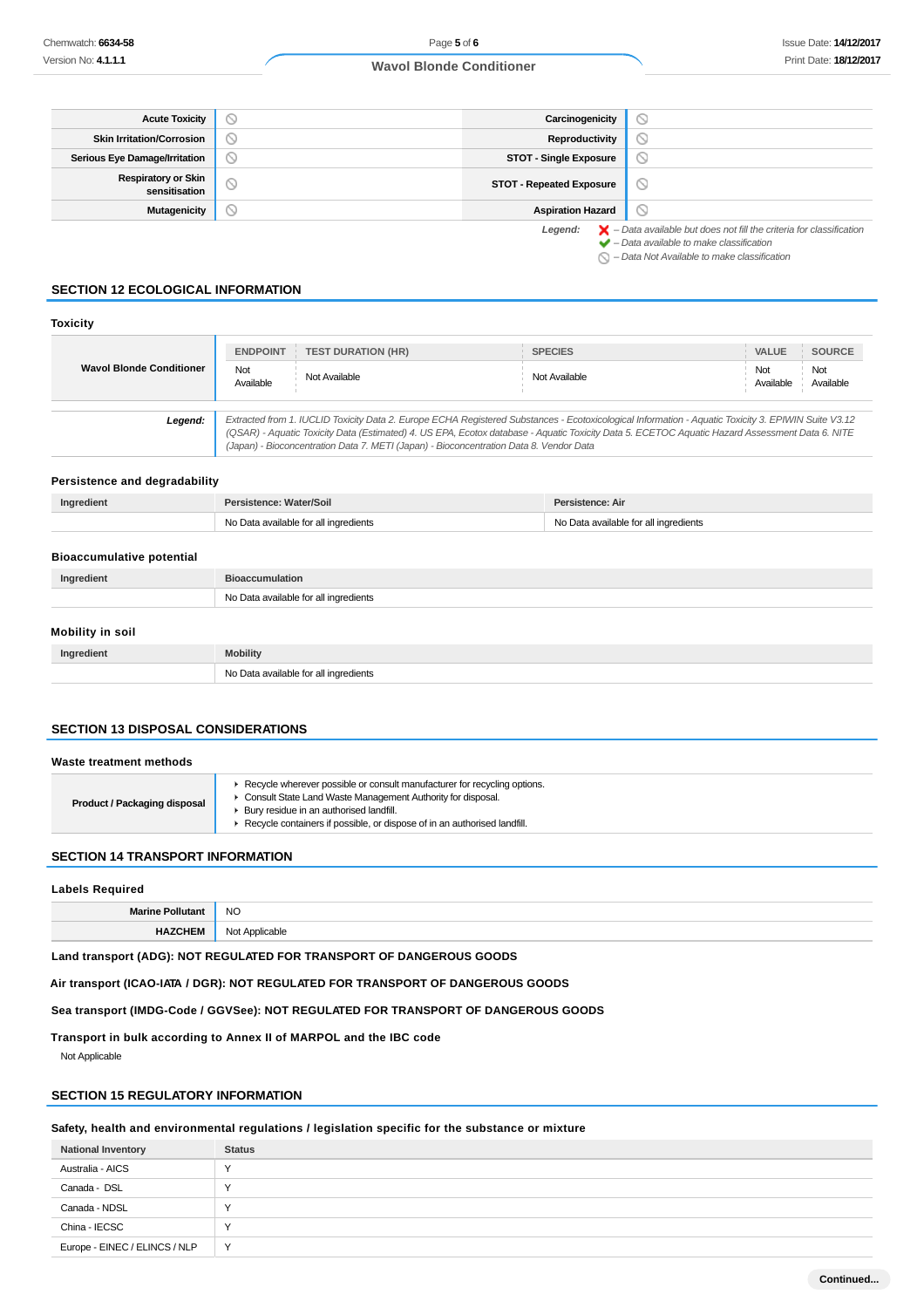| Acute Toxicity | ⦸ | Carcinogenicity | ⦸ |
|---|---|---|---|
| Skin Irritation/Corrosion | ⦸ | Reproductivity | ⦸ |
| Serious Eye Damage/Irritation | ⦸ | STOT - Single Exposure | ⦸ |
| Respiratory or Skin sensitisation | ⦸ | STOT - Repeated Exposure | ⦸ |
| Mutagenicity | ⦸ | Aspiration Hazard | ⦸ |

*Legend:*
- ✗ – *Data available but does not fill the criteria for classification*
- ✔ – *Data available to make classification*
- ⦸ – *Data Not Available to make classification*

## SECTION 12 ECOLOGICAL INFORMATION

### Toxicity

| | ENDPOINT | TEST DURATION (HR) | SPECIES | VALUE | SOURCE |
|---|---|---|---|---|---|
| **Wavol Blonde Conditioner** | Not Available | Not Available | Not Available | Not Available | Not Available |

***Legend:*** *Extracted from 1. IUCLID Toxicity Data 2. Europe ECHA Registered Substances - Ecotoxicological Information - Aquatic Toxicity 3. EPIWIN Suite V3.12 (QSAR) - Aquatic Toxicity Data (Estimated) 4. US EPA, Ecotox database - Aquatic Toxicity Data 5. ECETOC Aquatic Hazard Assessment Data 6. NITE (Japan) - Bioconcentration Data 7. METI (Japan) - Bioconcentration Data 8. Vendor Data*

### Persistence and degradability

| Ingredient | Persistence: Water/Soil | Persistence: Air |
|---|---|---|
| | No Data available for all ingredients | No Data available for all ingredients |

### Bioaccumulative potential

| Ingredient | Bioaccumulation |
|---|---|
| | No Data available for all ingredients |

### Mobility in soil

| Ingredient | Mobility |
|---|---|
| | No Data available for all ingredients |

## SECTION 13 DISPOSAL CONSIDERATIONS

### Waste treatment methods

| | |
|---|---|
| **Product / Packaging disposal** | ▸ Recycle wherever possible or consult manufacturer for recycling options.<br>▸ Consult State Land Waste Management Authority for disposal.<br>▸ Bury residue in an authorised landfill.<br>▸ Recycle containers if possible, or dispose of in an authorised landfill. |

## SECTION 14 TRANSPORT INFORMATION

### Labels Required

| | |
|---|---|
| **Marine Pollutant** | NO |
| **HAZCHEM** | Not Applicable |

**Land transport (ADG): NOT REGULATED FOR TRANSPORT OF DANGEROUS GOODS**

**Air transport (ICAO-IATA / DGR): NOT REGULATED FOR TRANSPORT OF DANGEROUS GOODS**

**Sea transport (IMDG-Code / GGVSee): NOT REGULATED FOR TRANSPORT OF DANGEROUS GOODS**

**Transport in bulk according to Annex II of MARPOL and the IBC code**

Not Applicable

## SECTION 15 REGULATORY INFORMATION

### Safety, health and environmental regulations / legislation specific for the substance or mixture

| National Inventory | Status |
|---|---|
| Australia - AICS | Y |
| Canada - DSL | Y |
| Canada - NDSL | Y |
| China - IECSC | Y |
| Europe - EINEC / ELINCS / NLP | Y |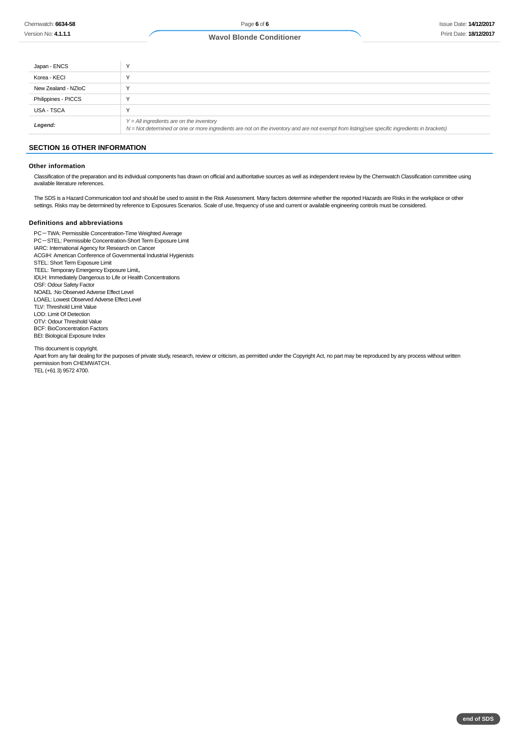| | |
|---|---|
| Japan - ENCS | Y |
| Korea - KECI | Y |
| New Zealand - NZIoC | Y |
| Philippines - PICCS | Y |
| USA - TSCA | Y |
| ***Legend:*** | *Y = All ingredients are on the inventory*<br>*N = Not determined or one or more ingredients are not on the inventory and are not exempt from listing(see specific ingredients in brackets)* |

## SECTION 16 OTHER INFORMATION

### Other information

Classification of the preparation and its individual components has drawn on official and authoritative sources as well as independent review by the Chemwatch Classification committee using available literature references.

The SDS is a Hazard Communication tool and should be used to assist in the Risk Assessment. Many factors determine whether the reported Hazards are Risks in the workplace or other settings. Risks may be determined by reference to Exposures Scenarios. Scale of use, frequency of use and current or available engineering controls must be considered.

### Definitions and abbreviations

PC－TWA: Permissible Concentration-Time Weighted Average
PC－STEL: Permissible Concentration-Short Term Exposure Limit
IARC: International Agency for Research on Cancer
ACGIH: American Conference of Governmental Industrial Hygienists
STEL: Short Term Exposure Limit
TEEL: Temporary Emergency Exposure Limit。
IDLH: Immediately Dangerous to Life or Health Concentrations
OSF: Odour Safety Factor
NOAEL :No Observed Adverse Effect Level
LOAEL: Lowest Observed Adverse Effect Level
TLV: Threshold Limit Value
LOD: Limit Of Detection
OTV: Odour Threshold Value
BCF: BioConcentration Factors
BEI: Biological Exposure Index

This document is copyright.
Apart from any fair dealing for the purposes of private study, research, review or criticism, as permitted under the Copyright Act, no part may be reproduced by any process without written permission from CHEMWATCH.
TEL (+61 3) 9572 4700.

**end of SDS**